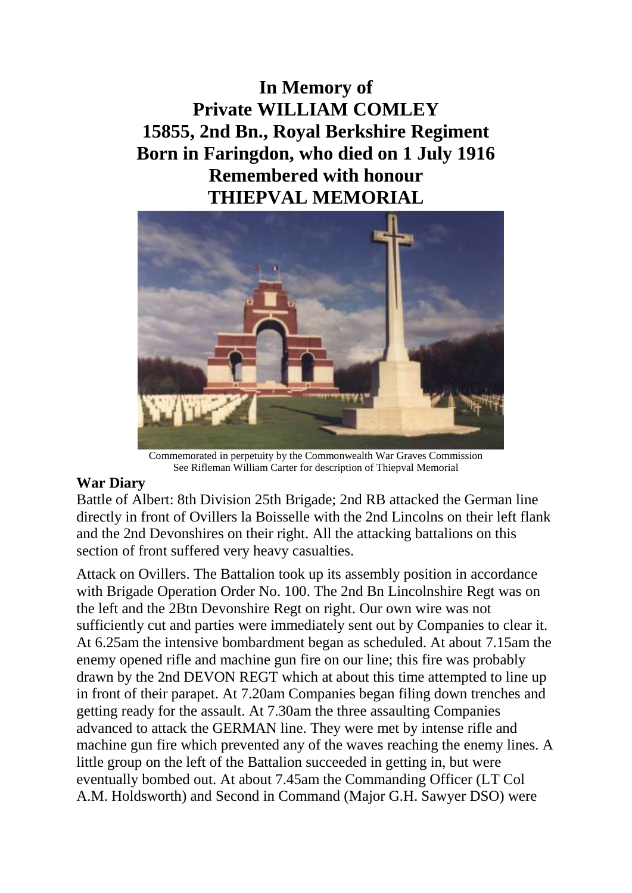# In Memory of
# Private WILLIAM COMLEY
# 15855, 2nd Bn., Royal Berkshire Regiment
# Born in Faringdon, who died on 1 July 1916
# Remembered with honour
# THIEPVAL MEMORIAL

Commemorated in perpetuity by the Commonwealth War Graves Commission
See Rifleman William Carter for description of Thiepval Memorial

**War Diary**

Battle of Albert: 8th Division 25th Brigade; 2nd RB attacked the German line directly in front of Ovillers la Boisselle with the 2nd Lincolns on their left flank and the 2nd Devonshires on their right. All the attacking battalions on this section of front suffered very heavy casualties.

Attack on Ovillers. The Battalion took up its assembly position in accordance with Brigade Operation Order No. 100. The 2nd Bn Lincolnshire Regt was on the left and the 2Btn Devonshire Regt on right. Our own wire was not sufficiently cut and parties were immediately sent out by Companies to clear it. At 6.25am the intensive bombardment began as scheduled. At about 7.15am the enemy opened rifle and machine gun fire on our line; this fire was probably drawn by the 2nd DEVON REGT which at about this time attempted to line up in front of their parapet. At 7.20am Companies began filing down trenches and getting ready for the assault. At 7.30am the three assaulting Companies advanced to attack the GERMAN line. They were met by intense rifle and machine gun fire which prevented any of the waves reaching the enemy lines. A little group on the left of the Battalion succeeded in getting in, but were eventually bombed out. At about 7.45am the Commanding Officer (LT Col A.M. Holdsworth) and Second in Command (Major G.H. Sawyer DSO) were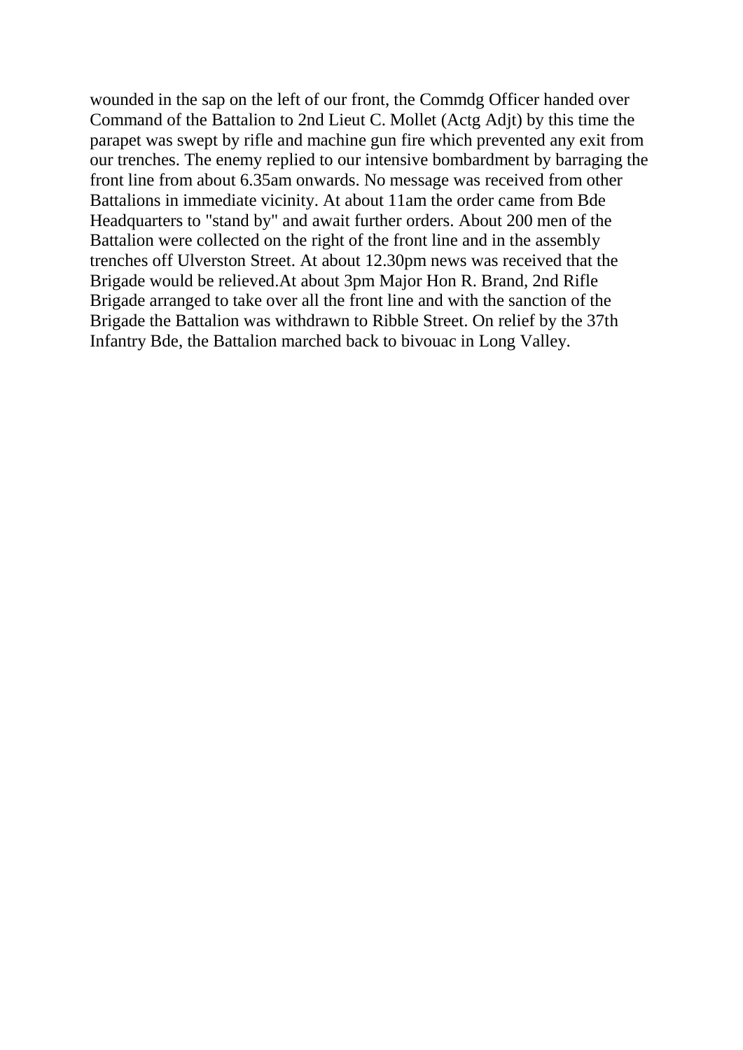wounded in the sap on the left of our front, the Commdg Officer handed over Command of the Battalion to 2nd Lieut C. Mollet (Actg Adjt) by this time the parapet was swept by rifle and machine gun fire which prevented any exit from our trenches. The enemy replied to our intensive bombardment by barraging the front line from about 6.35am onwards. No message was received from other Battalions in immediate vicinity. At about 11am the order came from Bde Headquarters to "stand by" and await further orders. About 200 men of the Battalion were collected on the right of the front line and in the assembly trenches off Ulverston Street. At about 12.30pm news was received that the Brigade would be relieved.At about 3pm Major Hon R. Brand, 2nd Rifle Brigade arranged to take over all the front line and with the sanction of the Brigade the Battalion was withdrawn to Ribble Street. On relief by the 37th Infantry Bde, the Battalion marched back to bivouac in Long Valley.